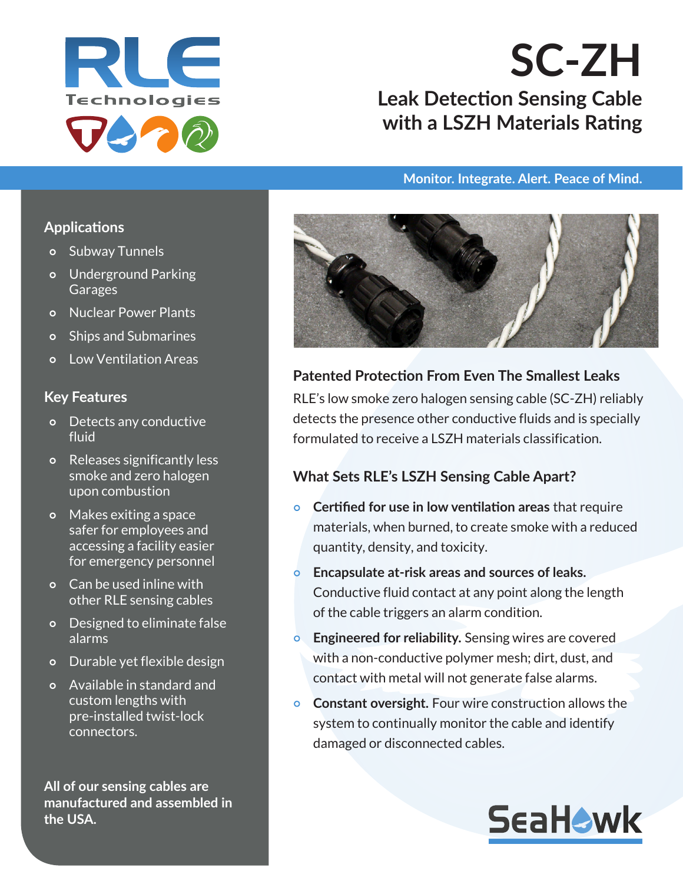RLE Technologies

# SC-ZH

## Leak Detection Sensing Cable with a LSZH Materials Rating

**Monitor. Integrate. Alert. Peace of Mind.**

### Applications

- Subway Tunnels
- Underground Parking Garages
- Nuclear Power Plants
- Ships and Submarines
- Low Ventilation Areas

### Key Features

- Detects any conductive fluid
- Releases significantly less smoke and zero halogen upon combustion
- Makes exiting a space safer for employees and accessing a facility easier for emergency personnel
- Can be used inline with other RLE sensing cables
- Designed to eliminate false alarms
- Durable yet flexible design
- Available in standard and custom lengths with pre-installed twist-lock connectors.

**All of our sensing cables are manufactured and assembled in the USA.**

### Patented Protection From Even The Smallest Leaks

RLE's low smoke zero halogen sensing cable (SC-ZH) reliably detects the presence other conductive fluids and is specially formulated to receive a LSZH materials classification.

### What Sets RLE's LSZH Sensing Cable Apart?

- **Certified for use in low ventilation areas** that require materials, when burned, to create smoke with a reduced quantity, density, and toxicity.
- **Encapsulate at-risk areas and sources of leaks.** Conductive fluid contact at any point along the length of the cable triggers an alarm condition.
- **Engineered for reliability.** Sensing wires are covered with a non-conductive polymer mesh; dirt, dust, and contact with metal will not generate false alarms.
- **Constant oversight.** Four wire construction allows the system to continually monitor the cable and identify damaged or disconnected cables.

SeaHawk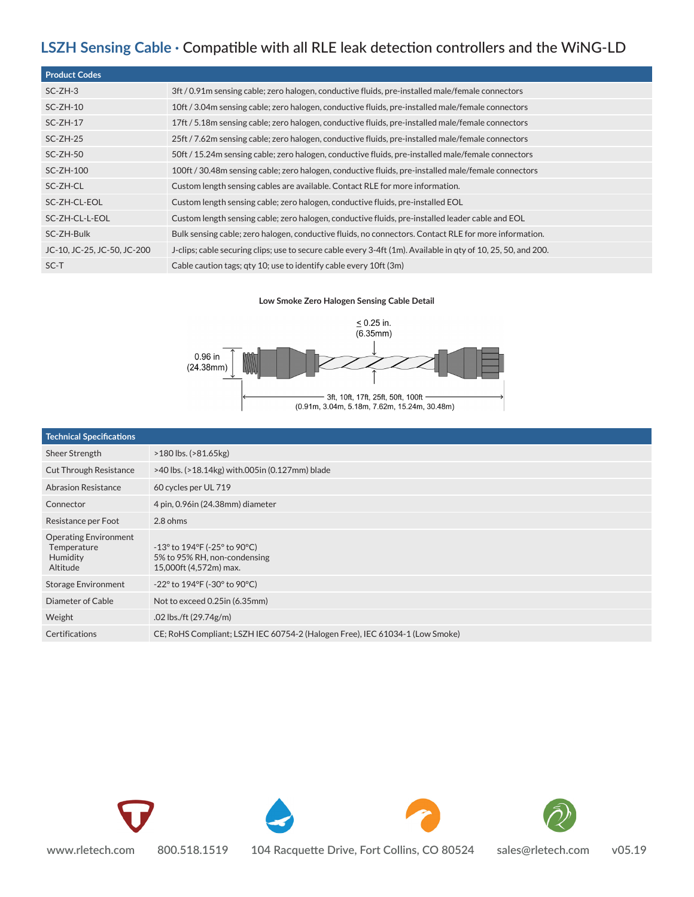## LSZH Sensing Cable · Compatible with all RLE leak detection controllers and the WiNG-LD

| Product Codes | |
|---|---|
| SC-ZH-3 | 3ft / 0.91m sensing cable; zero halogen, conductive fluids, pre-installed male/female connectors |
| SC-ZH-10 | 10ft / 3.04m sensing cable; zero halogen, conductive fluids, pre-installed male/female connectors |
| SC-ZH-17 | 17ft / 5.18m sensing cable; zero halogen, conductive fluids, pre-installed male/female connectors |
| SC-ZH-25 | 25ft / 7.62m sensing cable; zero halogen, conductive fluids, pre-installed male/female connectors |
| SC-ZH-50 | 50ft / 15.24m sensing cable; zero halogen, conductive fluids, pre-installed male/female connectors |
| SC-ZH-100 | 100ft / 30.48m sensing cable; zero halogen, conductive fluids, pre-installed male/female connectors |
| SC-ZH-CL | Custom length sensing cables are available. Contact RLE for more information. |
| SC-ZH-CL-EOL | Custom length sensing cable; zero halogen, conductive fluids, pre-installed EOL |
| SC-ZH-CL-L-EOL | Custom length sensing cable; zero halogen, conductive fluids, pre-installed leader cable and EOL |
| SC-ZH-Bulk | Bulk sensing cable; zero halogen, conductive fluids, no connectors. Contact RLE for more information. |
| JC-10, JC-25, JC-50, JC-200 | J-clips; cable securing clips; use to secure cable every 3-4ft (1m). Available in qty of 10, 25, 50, and 200. |
| SC-T | Cable caution tags; qty 10; use to identify cable every 10ft (3m) |

**Low Smoke Zero Halogen Sensing Cable Detail**

≤ 0.25 in.
(6.35mm)

0.96 in
(24.38mm)

3ft, 10ft, 17ft, 25ft, 50ft, 100ft
(0.91m, 3.04m, 5.18m, 7.62m, 15.24m, 30.48m)

| Technical Specifications | |
|---|---|
| Sheer Strength | >180 lbs. (>81.65kg) |
| Cut Through Resistance | >40 lbs. (>18.14kg) with.005in (0.127mm) blade |
| Abrasion Resistance | 60 cycles per UL 719 |
| Connector | 4 pin, 0.96in (24.38mm) diameter |
| Resistance per Foot | 2.8 ohms |
| Operating Environment<br>Temperature<br>Humidity<br>Altitude | -13° to 194°F (-25° to 90°C)<br>5% to 95% RH, non-condensing<br>15,000ft (4,572m) max. |
| Storage Environment | -22° to 194°F (-30° to 90°C) |
| Diameter of Cable | Not to exceed 0.25in (6.35mm) |
| Weight | .02 lbs./ft (29.74g/m) |
| Certifications | CE; RoHS Compliant; LSZH IEC 60754-2 (Halogen Free), IEC 61034-1 (Low Smoke) |

www.rletech.com 800.518.1519 104 Racquette Drive, Fort Collins, CO 80524 sales@rletech.com v05.19